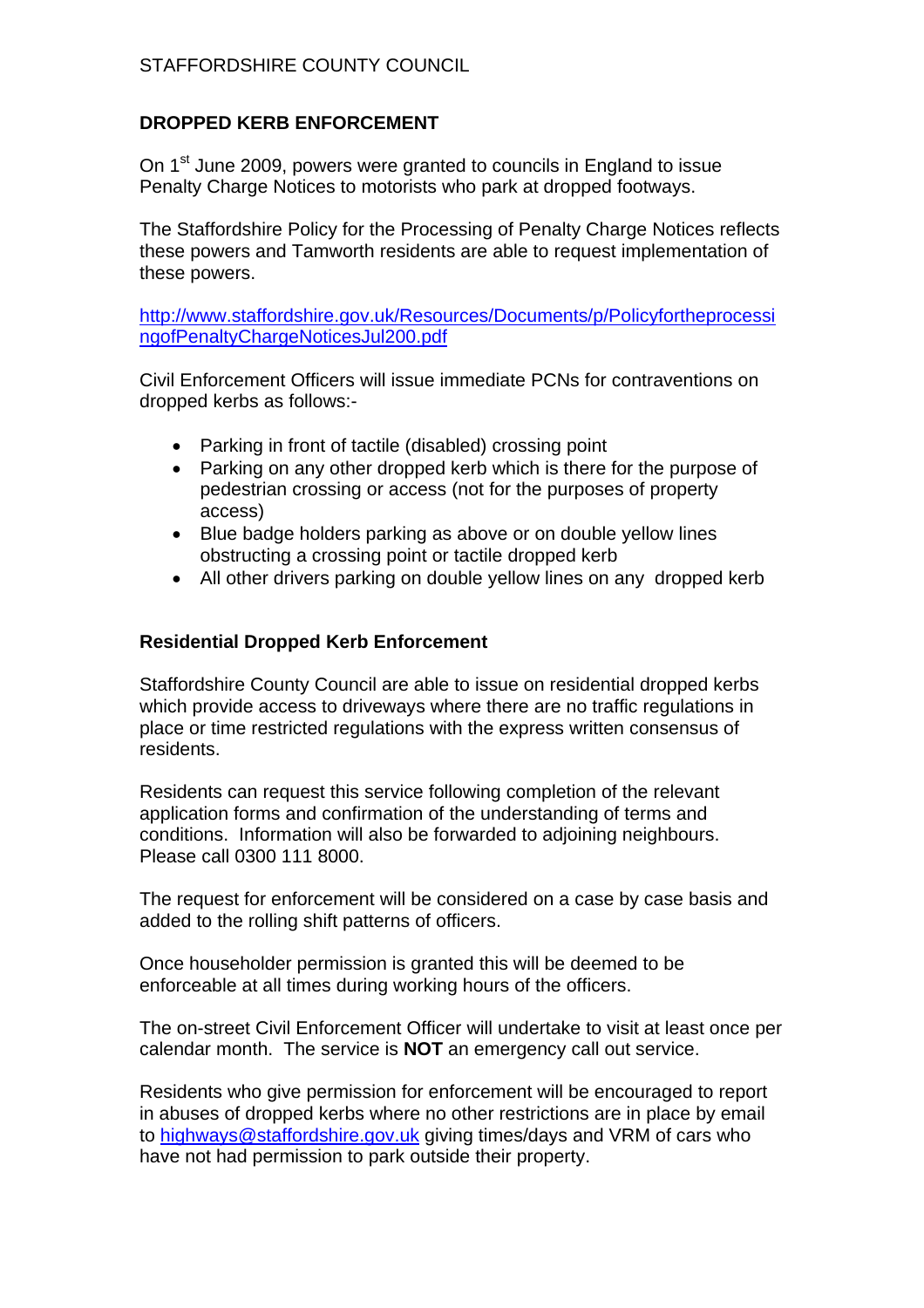STAFFORDSHIRE COUNTY COUNCIL

## DROPPED KERB ENFORCEMENT

On 1st June 2009, powers were granted to councils in England to issue Penalty Charge Notices to motorists who park at dropped footways.

The Staffordshire Policy for the Processing of Penalty Charge Notices reflects these powers and Tamworth residents are able to request implementation of these powers.

http://www.staffordshire.gov.uk/Resources/Documents/p/PolicyfortheprocessingofPenaltyChargeNoticesJul200.pdf

Civil Enforcement Officers will issue immediate PCNs for contraventions on dropped kerbs as follows:-

- Parking in front of tactile (disabled) crossing point
- Parking on any other dropped kerb which is there for the purpose of pedestrian crossing or access (not for the purposes of property access)
- Blue badge holders parking as above or on double yellow lines obstructing a crossing point or tactile dropped kerb
- All other drivers parking on double yellow lines on any dropped kerb

### Residential Dropped Kerb Enforcement

Staffordshire County Council are able to issue on residential dropped kerbs which provide access to driveways where there are no traffic regulations in place or time restricted regulations with the express written consensus of residents.

Residents can request this service following completion of the relevant application forms and confirmation of the understanding of terms and conditions. Information will also be forwarded to adjoining neighbours. Please call 0300 111 8000.

The request for enforcement will be considered on a case by case basis and added to the rolling shift patterns of officers.

Once householder permission is granted this will be deemed to be enforceable at all times during working hours of the officers.

The on-street Civil Enforcement Officer will undertake to visit at least once per calendar month. The service is **NOT** an emergency call out service.

Residents who give permission for enforcement will be encouraged to report in abuses of dropped kerbs where no other restrictions are in place by email to highways@staffordshire.gov.uk giving times/days and VRM of cars who have not had permission to park outside their property.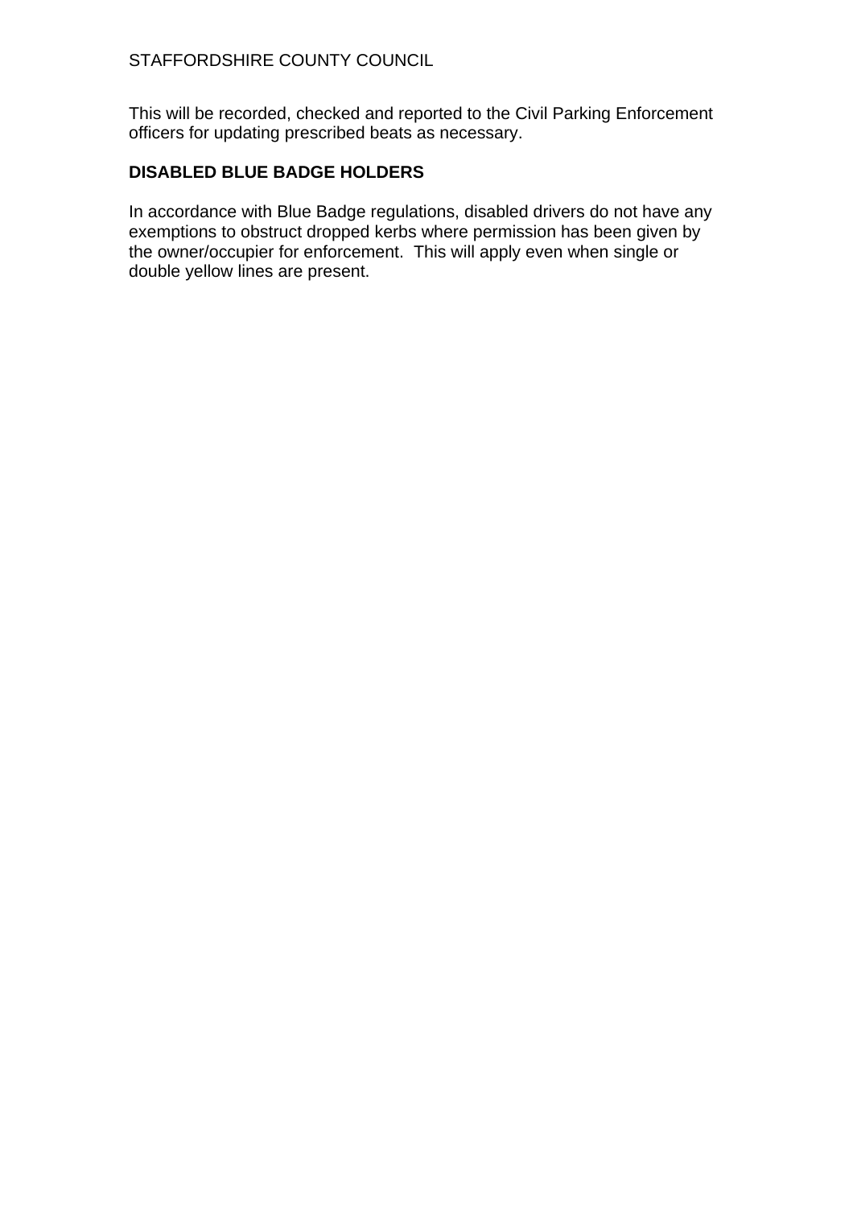This will be recorded, checked and reported to the Civil Parking Enforcement officers for updating prescribed beats as necessary.

**DISABLED BLUE BADGE HOLDERS**

In accordance with Blue Badge regulations, disabled drivers do not have any exemptions to obstruct dropped kerbs where permission has been given by the owner/occupier for enforcement. This will apply even when single or double yellow lines are present.